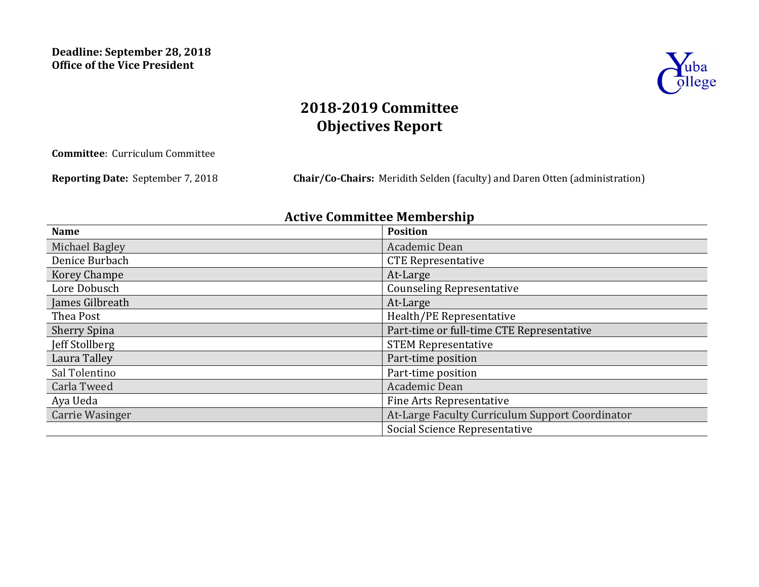**Deadline: September 28, 2018**
**Office of the Vice President**

# 2018-2019 Committee Objectives Report

**Committee**: Curriculum Committee

**Reporting Date:** September 7, 2018 **Chair/Co-Chairs:** Meridith Selden (faculty) and Daren Otten (administration)

## Active Committee Membership

| Name | Position |
|---|---|
| Michael Bagley | Academic Dean |
| Denice Burbach | CTE Representative |
| Korey Champe | At-Large |
| Lore Dobusch | Counseling Representative |
| James Gilbreath | At-Large |
| Thea Post | Health/PE Representative |
| Sherry Spina | Part-time or full-time CTE Representative |
| Jeff Stollberg | STEM Representative |
| Laura Talley | Part-time position |
| Sal Tolentino | Part-time position |
| Carla Tweed | Academic Dean |
| Aya Ueda | Fine Arts Representative |
| Carrie Wasinger | At-Large Faculty Curriculum Support Coordinator |
| | Social Science Representative |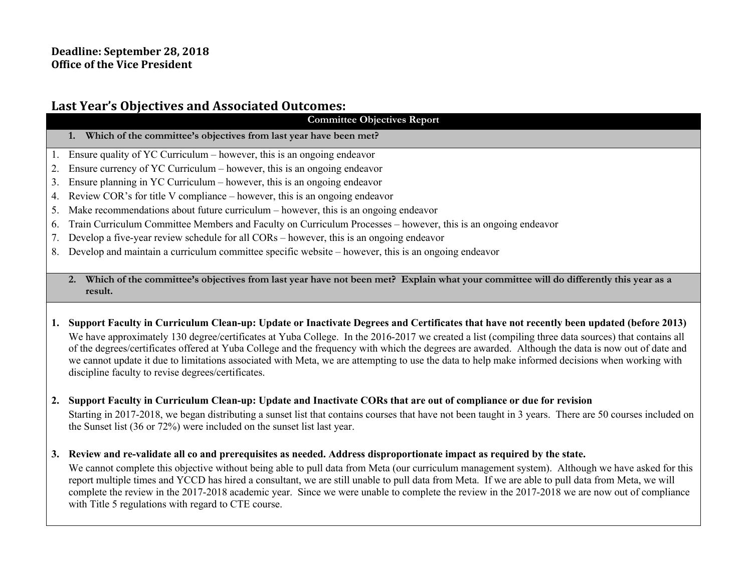**Deadline: September 28, 2018**
**Office of the Vice President**

## Last Year's Objectives and Associated Outcomes:

**Committee Objectives Report**

**1. Which of the committee's objectives from last year have been met?**

1. Ensure quality of YC Curriculum – however, this is an ongoing endeavor
2. Ensure currency of YC Curriculum – however, this is an ongoing endeavor
3. Ensure planning in YC Curriculum – however, this is an ongoing endeavor
4. Review COR's for title V compliance – however, this is an ongoing endeavor
5. Make recommendations about future curriculum – however, this is an ongoing endeavor
6. Train Curriculum Committee Members and Faculty on Curriculum Processes – however, this is an ongoing endeavor
7. Develop a five-year review schedule for all CORs – however, this is an ongoing endeavor
8. Develop and maintain a curriculum committee specific website – however, this is an ongoing endeavor

**2. Which of the committee's objectives from last year have not been met? Explain what your committee will do differently this year as a result.**

1. **Support Faculty in Curriculum Clean-up: Update or Inactivate Degrees and Certificates that have not recently been updated (before 2013)**
   We have approximately 130 degree/certificates at Yuba College. In the 2016-2017 we created a list (compiling three data sources) that contains all of the degrees/certificates offered at Yuba College and the frequency with which the degrees are awarded. Although the data is now out of date and we cannot update it due to limitations associated with Meta, we are attempting to use the data to help make informed decisions when working with discipline faculty to revise degrees/certificates.

2. **Support Faculty in Curriculum Clean-up: Update and Inactivate CORs that are out of compliance or due for revision**
   Starting in 2017-2018, we began distributing a sunset list that contains courses that have not been taught in 3 years. There are 50 courses included on the Sunset list (36 or 72%) were included on the sunset list last year.

3. **Review and re-validate all co and prerequisites as needed. Address disproportionate impact as required by the state.**
   We cannot complete this objective without being able to pull data from Meta (our curriculum management system). Although we have asked for this report multiple times and YCCD has hired a consultant, we are still unable to pull data from Meta. If we are able to pull data from Meta, we will complete the review in the 2017-2018 academic year. Since we were unable to complete the review in the 2017-2018 we are now out of compliance with Title 5 regulations with regard to CTE course.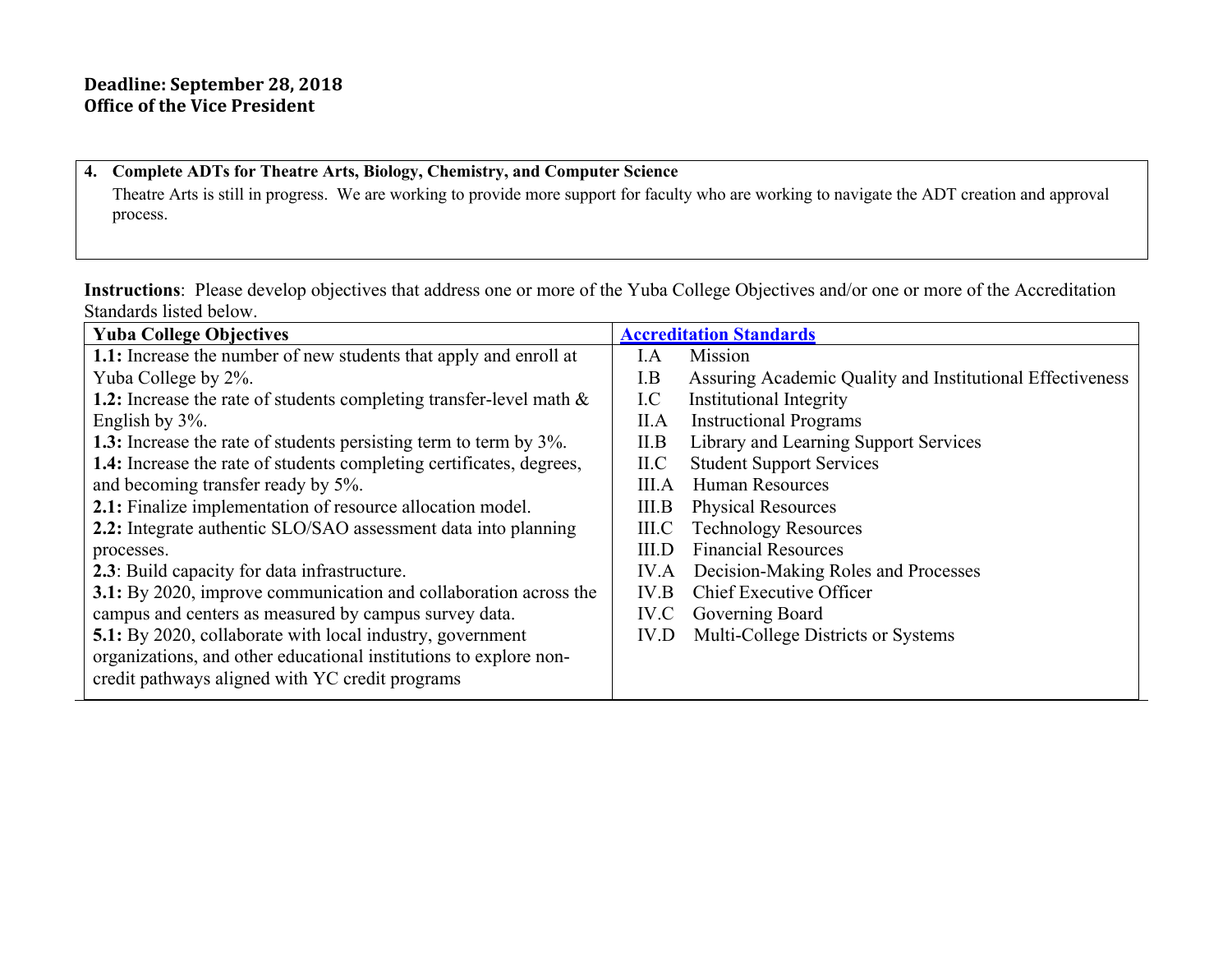**Deadline: September 28, 2018**
**Office of the Vice President**

**4. Complete ADTs for Theatre Arts, Biology, Chemistry, and Computer Science**

Theatre Arts is still in progress. We are working to provide more support for faculty who are working to navigate the ADT creation and approval process.

**Instructions**: Please develop objectives that address one or more of the Yuba College Objectives and/or one or more of the Accreditation Standards listed below.

| Yuba College Objectives | Accreditation Standards |
|---|---|
| **1.1:** Increase the number of new students that apply and enroll at Yuba College by 2%.<br>**1.2:** Increase the rate of students completing transfer-level math & English by 3%.<br>**1.3:** Increase the rate of students persisting term to term by 3%.<br>**1.4:** Increase the rate of students completing certificates, degrees, and becoming transfer ready by 5%.<br>**2.1:** Finalize implementation of resource allocation model.<br>**2.2:** Integrate authentic SLO/SAO assessment data into planning processes.<br>**2.3**: Build capacity for data infrastructure.<br>**3.1:** By 2020, improve communication and collaboration across the campus and centers as measured by campus survey data.<br>**5.1:** By 2020, collaborate with local industry, government organizations, and other educational institutions to explore non-credit pathways aligned with YC credit programs | I.A Mission<br>I.B Assuring Academic Quality and Institutional Effectiveness<br>I.C Institutional Integrity<br>II.A Instructional Programs<br>II.B Library and Learning Support Services<br>II.C Student Support Services<br>III.A Human Resources<br>III.B Physical Resources<br>III.C Technology Resources<br>III.D Financial Resources<br>IV.A Decision-Making Roles and Processes<br>IV.B Chief Executive Officer<br>IV.C Governing Board<br>IV.D Multi-College Districts or Systems |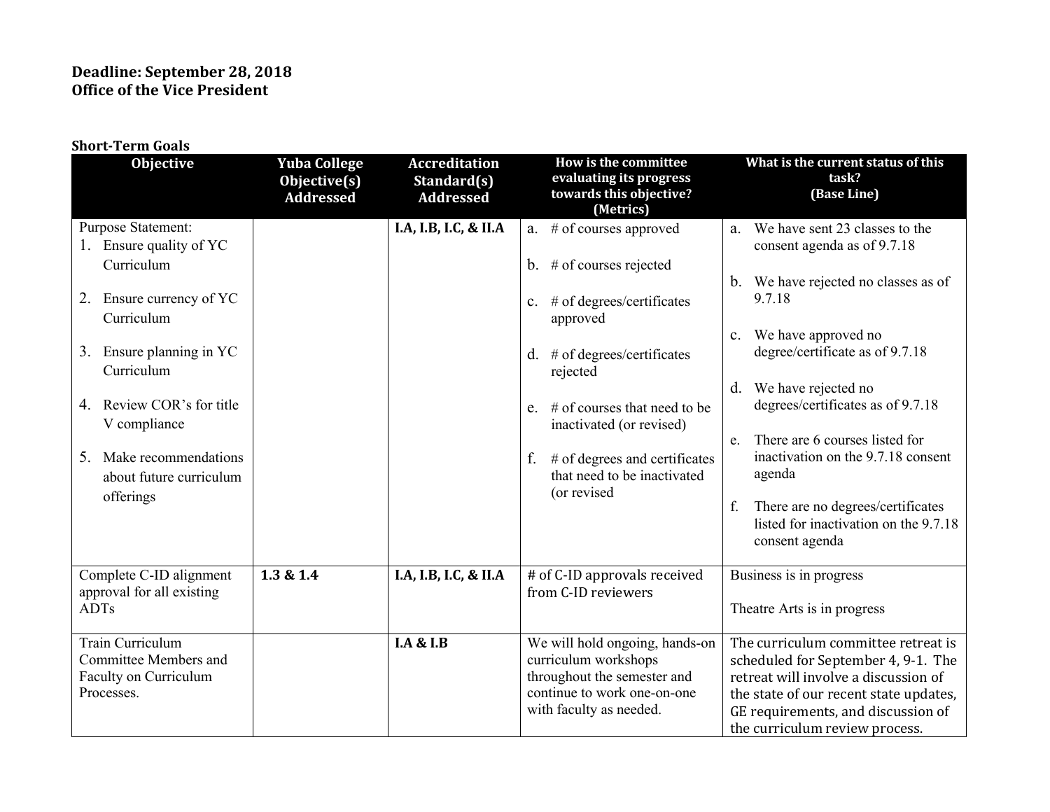**Deadline: September 28, 2018**
**Office of the Vice President**

**Short-Term Goals**

| Objective | Yuba College Objective(s) Addressed | Accreditation Standard(s) Addressed | How is the committee evaluating its progress towards this objective? (Metrics) | What is the current status of this task? (Base Line) |
|---|---|---|---|---|
| Purpose Statement:<br>1. Ensure quality of YC Curriculum<br>2. Ensure currency of YC Curriculum<br>3. Ensure planning in YC Curriculum<br>4. Review COR's for title V compliance<br>5. Make recommendations about future curriculum offerings | | **I.A, I.B, I.C, & II.A** | a. # of courses approved<br>b. # of courses rejected<br>c. # of degrees/certificates approved<br>d. # of degrees/certificates rejected<br>e. # of courses that need to be inactivated (or revised)<br>f. # of degrees and certificates that need to be inactivated (or revised | a. We have sent 23 classes to the consent agenda as of 9.7.18<br>b. We have rejected no classes as of 9.7.18<br>c. We have approved no degree/certificate as of 9.7.18<br>d. We have rejected no degrees/certificates as of 9.7.18<br>e. There are 6 courses listed for inactivation on the 9.7.18 consent agenda<br>f. There are no degrees/certificates listed for inactivation on the 9.7.18 consent agenda |
| Complete C-ID alignment approval for all existing ADTs | **1.3 & 1.4** | **I.A, I.B, I.C, & II.A** | # of C-ID approvals received from C-ID reviewers | Business is in progress<br><br>Theatre Arts is in progress |
| Train Curriculum Committee Members and Faculty on Curriculum Processes. | | **I.A & I.B** | We will hold ongoing, hands-on curriculum workshops throughout the semester and continue to work one-on-one with faculty as needed. | The curriculum committee retreat is scheduled for September 4, 9-1. The retreat will involve a discussion of the state of our recent state updates, GE requirements, and discussion of the curriculum review process. |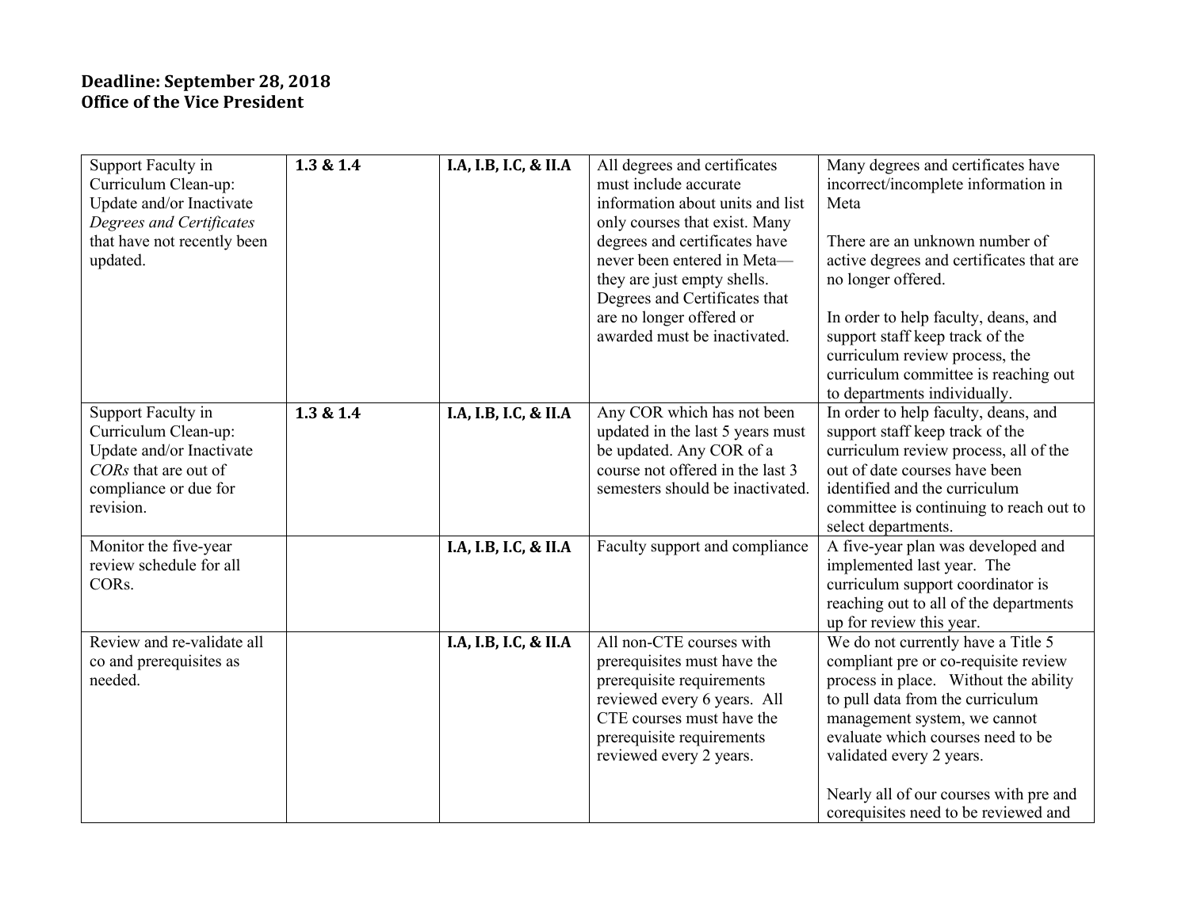**Deadline: September 28, 2018**
**Office of the Vice President**

| | | | | |
|---|---|---|---|---|
| Support Faculty in Curriculum Clean-up: Update and/or Inactivate *Degrees and Certificates* that have not recently been updated. | **1.3 & 1.4** | **I.A, I.B, I.C, & II.A** | All degrees and certificates must include accurate information about units and list only courses that exist. Many degrees and certificates have never been entered in Meta—they are just empty shells. Degrees and Certificates that are no longer offered or awarded must be inactivated. | Many degrees and certificates have incorrect/incomplete information in Meta<br><br>There are an unknown number of active degrees and certificates that are no longer offered.<br><br>In order to help faculty, deans, and support staff keep track of the curriculum review process, the curriculum committee is reaching out to departments individually. |
| Support Faculty in Curriculum Clean-up: Update and/or Inactivate *CORs* that are out of compliance or due for revision. | **1.3 & 1.4** | **I.A, I.B, I.C, & II.A** | Any COR which has not been updated in the last 5 years must be updated. Any COR of a course not offered in the last 3 semesters should be inactivated. | In order to help faculty, deans, and support staff keep track of the curriculum review process, all of the out of date courses have been identified and the curriculum committee is continuing to reach out to select departments. |
| Monitor the five-year review schedule for all CORs. | | **I.A, I.B, I.C, & II.A** | Faculty support and compliance | A five-year plan was developed and implemented last year. The curriculum support coordinator is reaching out to all of the departments up for review this year. |
| Review and re-validate all co and prerequisites as needed. | | **I.A, I.B, I.C, & II.A** | All non-CTE courses with prerequisites must have the prerequisite requirements reviewed every 6 years. All CTE courses must have the prerequisite requirements reviewed every 2 years. | We do not currently have a Title 5 compliant pre or co-requisite review process in place. Without the ability to pull data from the curriculum management system, we cannot evaluate which courses need to be validated every 2 years.<br><br>Nearly all of our courses with pre and corequisites need to be reviewed and |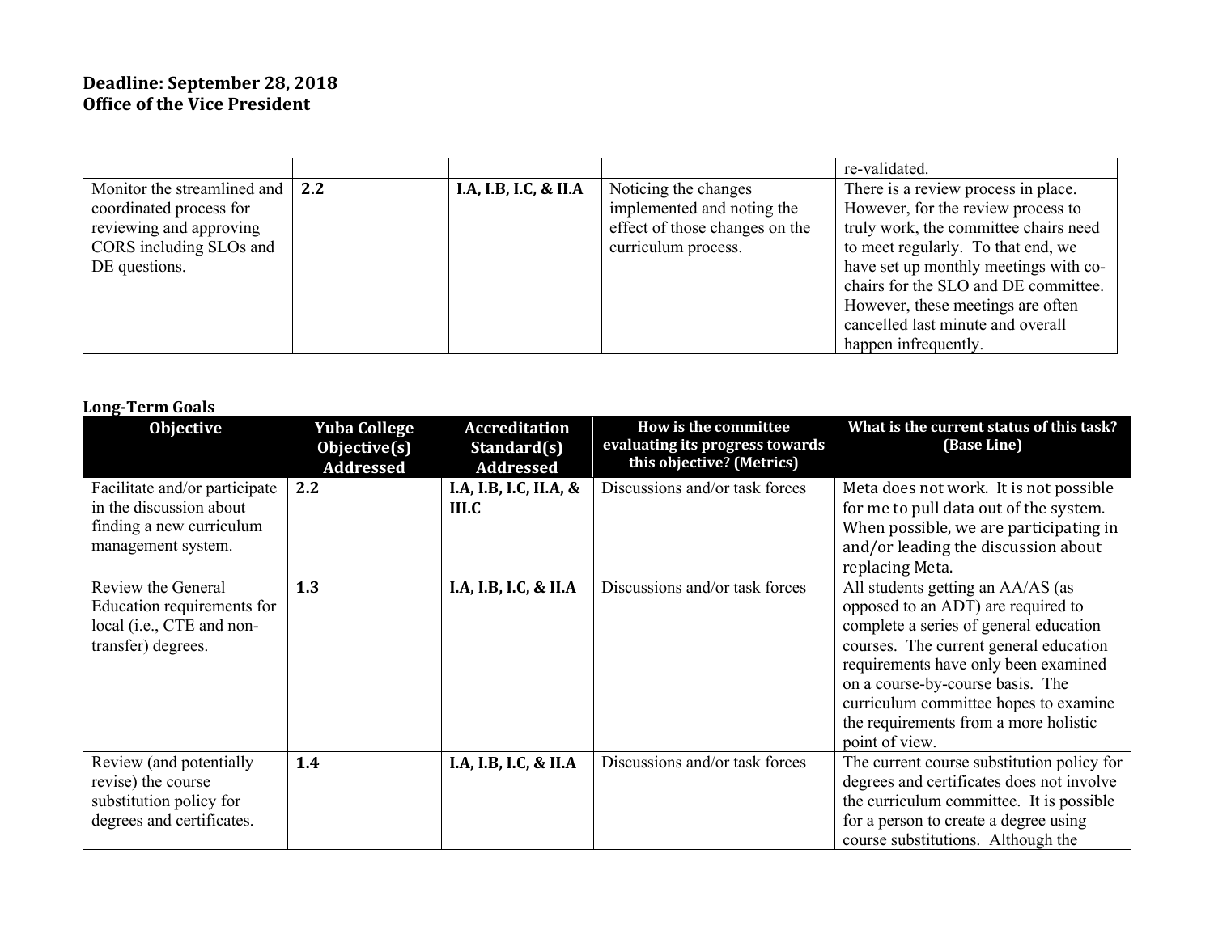**Deadline: September 28, 2018**
**Office of the Vice President**

| | | | | |
|---|---|---|---|---|
| | | | | re-validated. |
| Monitor the streamlined and coordinated process for reviewing and approving CORS including SLOs and DE questions. | **2.2** | **I.A, I.B, I.C, & II.A** | Noticing the changes implemented and noting the effect of those changes on the curriculum process. | There is a review process in place. However, for the review process to truly work, the committee chairs need to meet regularly. To that end, we have set up monthly meetings with co-chairs for the SLO and DE committee. However, these meetings are often cancelled last minute and overall happen infrequently. |

**Long-Term Goals**

| Objective | Yuba College Objective(s) Addressed | Accreditation Standard(s) Addressed | How is the committee evaluating its progress towards this objective? (Metrics) | What is the current status of this task? (Base Line) |
|---|---|---|---|---|
| Facilitate and/or participate in the discussion about finding a new curriculum management system. | **2.2** | **I.A, I.B, I.C, II.A, & III.C** | Discussions and/or task forces | Meta does not work. It is not possible for me to pull data out of the system. When possible, we are participating in and/or leading the discussion about replacing Meta. |
| Review the General Education requirements for local (i.e., CTE and non-transfer) degrees. | **1.3** | **I.A, I.B, I.C, & II.A** | Discussions and/or task forces | All students getting an AA/AS (as opposed to an ADT) are required to complete a series of general education courses. The current general education requirements have only been examined on a course-by-course basis. The curriculum committee hopes to examine the requirements from a more holistic point of view. |
| Review (and potentially revise) the course substitution policy for degrees and certificates. | **1.4** | **I.A, I.B, I.C, & II.A** | Discussions and/or task forces | The current course substitution policy for degrees and certificates does not involve the curriculum committee. It is possible for a person to create a degree using course substitutions. Although the |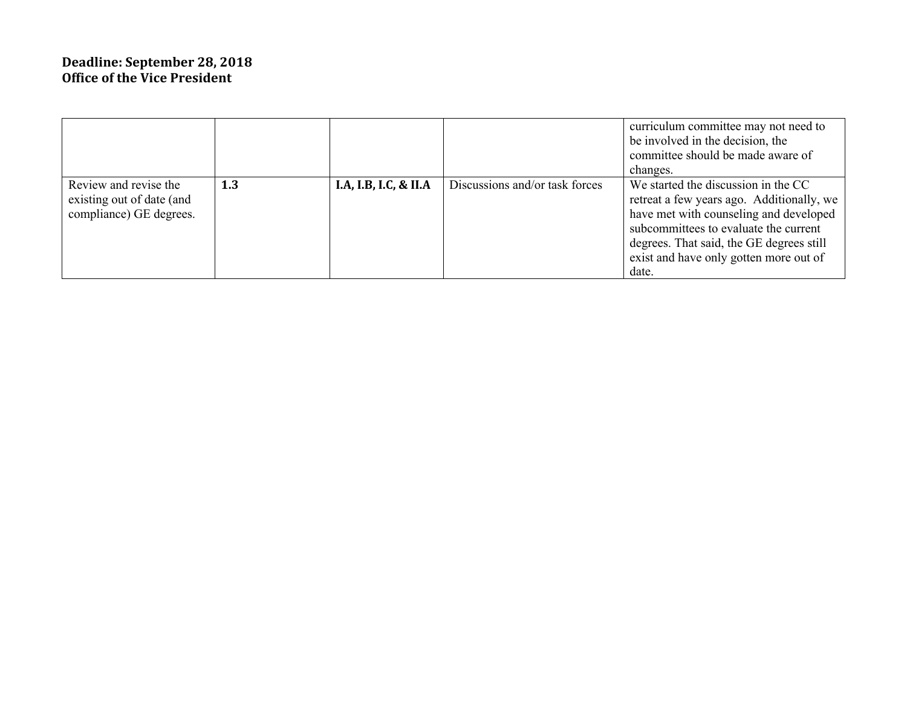**Deadline: September 28, 2018**
**Office of the Vice President**

| | | | | |
|---|---|---|---|---|
| | | | | curriculum committee may not need to be involved in the decision, the committee should be made aware of changes. |
| Review and revise the existing out of date (and compliance) GE degrees. | **1.3** | **I.A, I.B, I.C, & II.A** | Discussions and/or task forces | We started the discussion in the CC retreat a few years ago. Additionally, we have met with counseling and developed subcommittees to evaluate the current degrees. That said, the GE degrees still exist and have only gotten more out of date. |